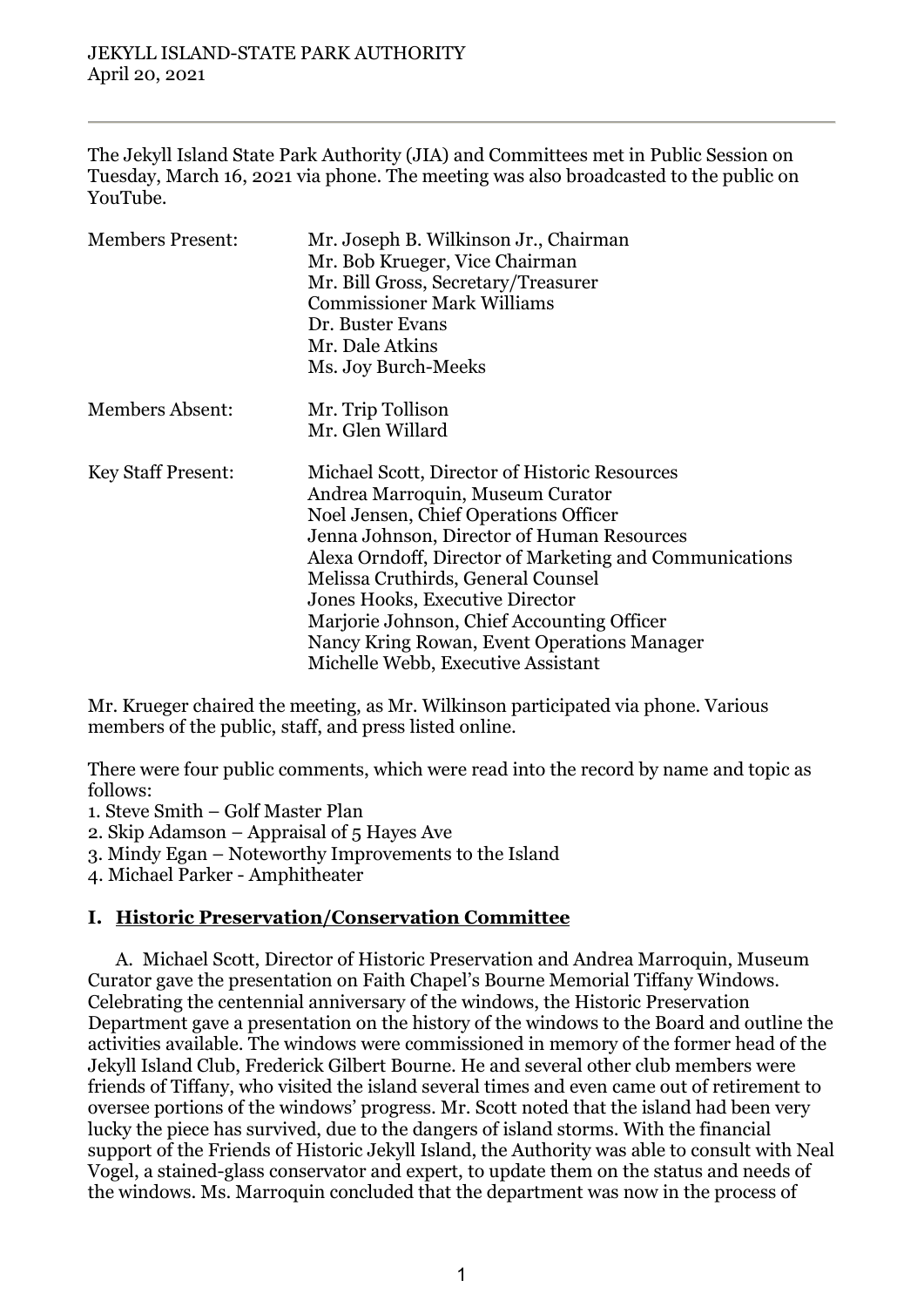JEKYLL ISLAND-STATE PARK AUTHORITY
April 20, 2021

---

The Jekyll Island State Park Authority (JIA) and Committees met in Public Session on Tuesday, March 16, 2021 via phone. The meeting was also broadcasted to the public on YouTube.

| | |
|---|---|
| Members Present: | Mr. Joseph B. Wilkinson Jr., Chairman<br>Mr. Bob Krueger, Vice Chairman<br>Mr. Bill Gross, Secretary/Treasurer<br>Commissioner Mark Williams<br>Dr. Buster Evans<br>Mr. Dale Atkins<br>Ms. Joy Burch-Meeks |
| Members Absent: | Mr. Trip Tollison<br>Mr. Glen Willard |
| Key Staff Present: | Michael Scott, Director of Historic Resources<br>Andrea Marroquin, Museum Curator<br>Noel Jensen, Chief Operations Officer<br>Jenna Johnson, Director of Human Resources<br>Alexa Orndoff, Director of Marketing and Communications<br>Melissa Cruthirds, General Counsel<br>Jones Hooks, Executive Director<br>Marjorie Johnson, Chief Accounting Officer<br>Nancy Kring Rowan, Event Operations Manager<br>Michelle Webb, Executive Assistant |

Mr. Krueger chaired the meeting, as Mr. Wilkinson participated via phone. Various members of the public, staff, and press listed online.

There were four public comments, which were read into the record by name and topic as follows:

1. Steve Smith – Golf Master Plan
2. Skip Adamson – Appraisal of 5 Hayes Ave
3. Mindy Egan – Noteworthy Improvements to the Island
4. Michael Parker - Amphitheater

## I. Historic Preservation/Conservation Committee

A. Michael Scott, Director of Historic Preservation and Andrea Marroquin, Museum Curator gave the presentation on Faith Chapel's Bourne Memorial Tiffany Windows. Celebrating the centennial anniversary of the windows, the Historic Preservation Department gave a presentation on the history of the windows to the Board and outline the activities available. The windows were commissioned in memory of the former head of the Jekyll Island Club, Frederick Gilbert Bourne. He and several other club members were friends of Tiffany, who visited the island several times and even came out of retirement to oversee portions of the windows' progress. Mr. Scott noted that the island had been very lucky the piece has survived, due to the dangers of island storms. With the financial support of the Friends of Historic Jekyll Island, the Authority was able to consult with Neal Vogel, a stained-glass conservator and expert, to update them on the status and needs of the windows. Ms. Marroquin concluded that the department was now in the process of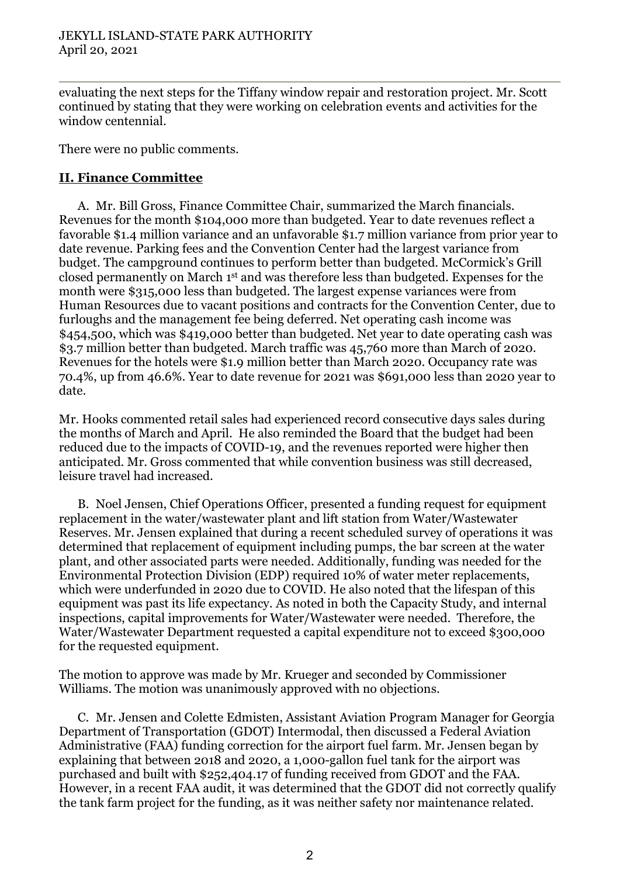evaluating the next steps for the Tiffany window repair and restoration project. Mr. Scott continued by stating that they were working on celebration events and activities for the window centennial.

There were no public comments.

## **II. Finance Committee**

A. Mr. Bill Gross, Finance Committee Chair, summarized the March financials. Revenues for the month $104,000 more than budgeted. Year to date revenues reflect a favorable $1.4 million variance and an unfavorable $1.7 million variance from prior year to date revenue. Parking fees and the Convention Center had the largest variance from budget. The campground continues to perform better than budgeted. McCormick's Grill closed permanently on March 1st and was therefore less than budgeted. Expenses for the month were $315,000 less than budgeted. The largest expense variances were from Human Resources due to vacant positions and contracts for the Convention Center, due to furloughs and the management fee being deferred. Net operating cash income was $454,500, which was $419,000 better than budgeted. Net year to date operating cash was $3.7 million better than budgeted. March traffic was 45,760 more than March of 2020. Revenues for the hotels were $1.9 million better than March 2020. Occupancy rate was 70.4%, up from 46.6%. Year to date revenue for 2021 was $691,000 less than 2020 year to date.

Mr. Hooks commented retail sales had experienced record consecutive days sales during the months of March and April. He also reminded the Board that the budget had been reduced due to the impacts of COVID-19, and the revenues reported were higher then anticipated. Mr. Gross commented that while convention business was still decreased, leisure travel had increased.

B. Noel Jensen, Chief Operations Officer, presented a funding request for equipment replacement in the water/wastewater plant and lift station from Water/Wastewater Reserves. Mr. Jensen explained that during a recent scheduled survey of operations it was determined that replacement of equipment including pumps, the bar screen at the water plant, and other associated parts were needed. Additionally, funding was needed for the Environmental Protection Division (EDP) required 10% of water meter replacements, which were underfunded in 2020 due to COVID. He also noted that the lifespan of this equipment was past its life expectancy. As noted in both the Capacity Study, and internal inspections, capital improvements for Water/Wastewater were needed. Therefore, the Water/Wastewater Department requested a capital expenditure not to exceed $300,000 for the requested equipment.

The motion to approve was made by Mr. Krueger and seconded by Commissioner Williams. The motion was unanimously approved with no objections.

C. Mr. Jensen and Colette Edmisten, Assistant Aviation Program Manager for Georgia Department of Transportation (GDOT) Intermodal, then discussed a Federal Aviation Administrative (FAA) funding correction for the airport fuel farm. Mr. Jensen began by explaining that between 2018 and 2020, a 1,000-gallon fuel tank for the airport was purchased and built with $252,404.17 of funding received from GDOT and the FAA. However, in a recent FAA audit, it was determined that the GDOT did not correctly qualify the tank farm project for the funding, as it was neither safety nor maintenance related.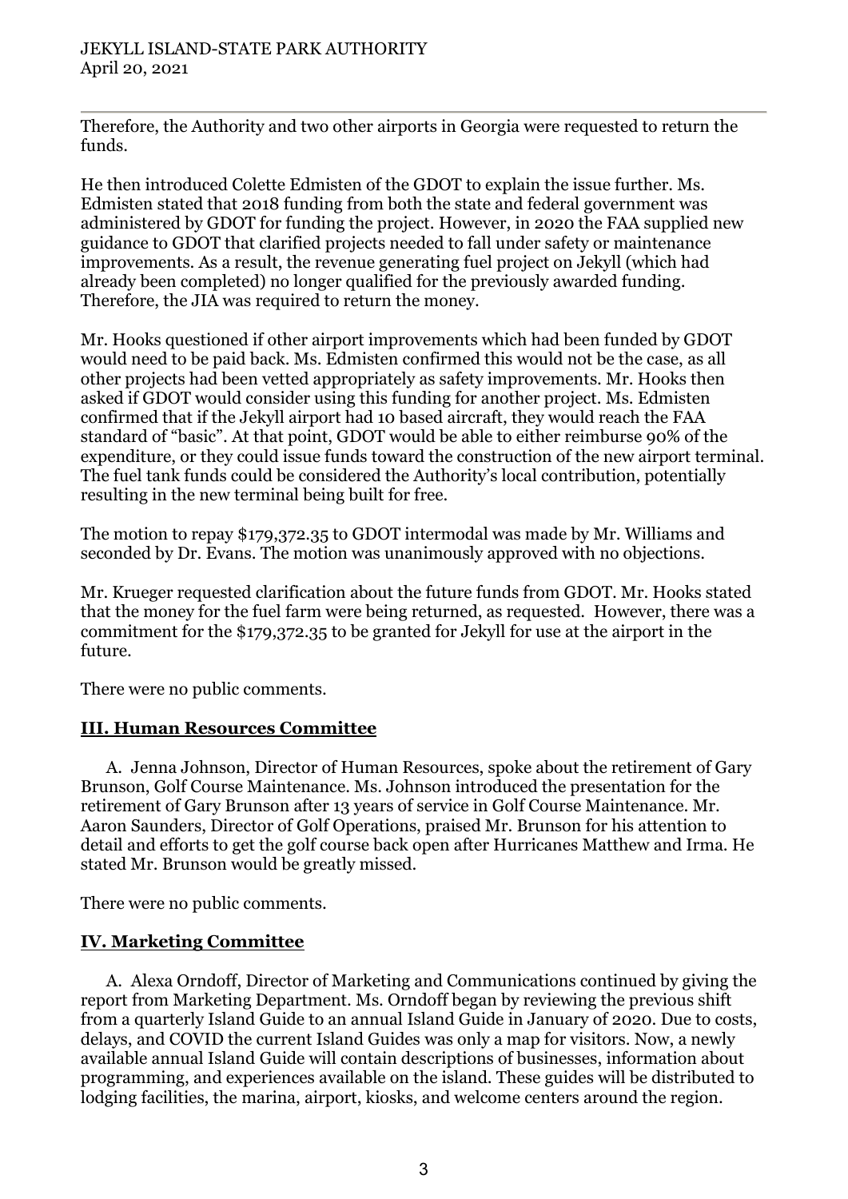Therefore, the Authority and two other airports in Georgia were requested to return the funds.

He then introduced Colette Edmisten of the GDOT to explain the issue further. Ms. Edmisten stated that 2018 funding from both the state and federal government was administered by GDOT for funding the project. However, in 2020 the FAA supplied new guidance to GDOT that clarified projects needed to fall under safety or maintenance improvements. As a result, the revenue generating fuel project on Jekyll (which had already been completed) no longer qualified for the previously awarded funding. Therefore, the JIA was required to return the money.

Mr. Hooks questioned if other airport improvements which had been funded by GDOT would need to be paid back. Ms. Edmisten confirmed this would not be the case, as all other projects had been vetted appropriately as safety improvements. Mr. Hooks then asked if GDOT would consider using this funding for another project. Ms. Edmisten confirmed that if the Jekyll airport had 10 based aircraft, they would reach the FAA standard of "basic". At that point, GDOT would be able to either reimburse 90% of the expenditure, or they could issue funds toward the construction of the new airport terminal. The fuel tank funds could be considered the Authority's local contribution, potentially resulting in the new terminal being built for free.

The motion to repay $179,372.35 to GDOT intermodal was made by Mr. Williams and seconded by Dr. Evans. The motion was unanimously approved with no objections.

Mr. Krueger requested clarification about the future funds from GDOT. Mr. Hooks stated that the money for the fuel farm were being returned, as requested. However, there was a commitment for the $179,372.35 to be granted for Jekyll for use at the airport in the future.

There were no public comments.

## III. Human Resources Committee

A. Jenna Johnson, Director of Human Resources, spoke about the retirement of Gary Brunson, Golf Course Maintenance. Ms. Johnson introduced the presentation for the retirement of Gary Brunson after 13 years of service in Golf Course Maintenance. Mr. Aaron Saunders, Director of Golf Operations, praised Mr. Brunson for his attention to detail and efforts to get the golf course back open after Hurricanes Matthew and Irma. He stated Mr. Brunson would be greatly missed.

There were no public comments.

## IV. Marketing Committee

A. Alexa Orndoff, Director of Marketing and Communications continued by giving the report from Marketing Department. Ms. Orndoff began by reviewing the previous shift from a quarterly Island Guide to an annual Island Guide in January of 2020. Due to costs, delays, and COVID the current Island Guides was only a map for visitors. Now, a newly available annual Island Guide will contain descriptions of businesses, information about programming, and experiences available on the island. These guides will be distributed to lodging facilities, the marina, airport, kiosks, and welcome centers around the region.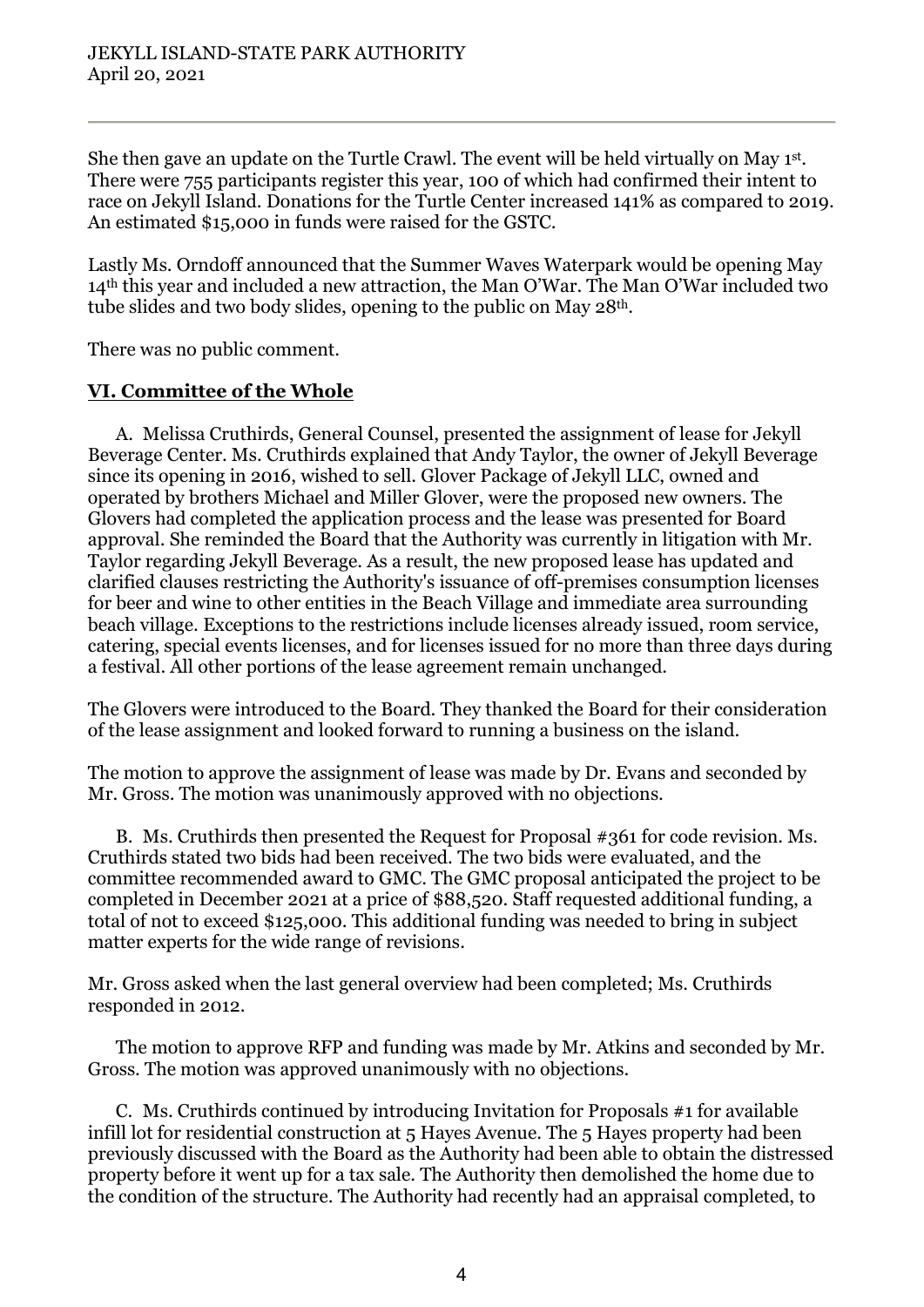She then gave an update on the Turtle Crawl. The event will be held virtually on May 1st. There were 755 participants register this year, 100 of which had confirmed their intent to race on Jekyll Island. Donations for the Turtle Center increased 141% as compared to 2019. An estimated $15,000 in funds were raised for the GSTC.

Lastly Ms. Orndoff announced that the Summer Waves Waterpark would be opening May 14th this year and included a new attraction, the Man O'War. The Man O'War included two tube slides and two body slides, opening to the public on May 28th.

There was no public comment.

## VI. Committee of the Whole

A. Melissa Cruthirds, General Counsel, presented the assignment of lease for Jekyll Beverage Center. Ms. Cruthirds explained that Andy Taylor, the owner of Jekyll Beverage since its opening in 2016, wished to sell. Glover Package of Jekyll LLC, owned and operated by brothers Michael and Miller Glover, were the proposed new owners. The Glovers had completed the application process and the lease was presented for Board approval. She reminded the Board that the Authority was currently in litigation with Mr. Taylor regarding Jekyll Beverage. As a result, the new proposed lease has updated and clarified clauses restricting the Authority's issuance of off-premises consumption licenses for beer and wine to other entities in the Beach Village and immediate area surrounding beach village. Exceptions to the restrictions include licenses already issued, room service, catering, special events licenses, and for licenses issued for no more than three days during a festival. All other portions of the lease agreement remain unchanged.

The Glovers were introduced to the Board. They thanked the Board for their consideration of the lease assignment and looked forward to running a business on the island.

The motion to approve the assignment of lease was made by Dr. Evans and seconded by Mr. Gross. The motion was unanimously approved with no objections.

B. Ms. Cruthirds then presented the Request for Proposal #361 for code revision. Ms. Cruthirds stated two bids had been received. The two bids were evaluated, and the committee recommended award to GMC. The GMC proposal anticipated the project to be completed in December 2021 at a price of $88,520. Staff requested additional funding, a total of not to exceed $125,000. This additional funding was needed to bring in subject matter experts for the wide range of revisions.

Mr. Gross asked when the last general overview had been completed; Ms. Cruthirds responded in 2012.

The motion to approve RFP and funding was made by Mr. Atkins and seconded by Mr. Gross. The motion was approved unanimously with no objections.

C. Ms. Cruthirds continued by introducing Invitation for Proposals #1 for available infill lot for residential construction at 5 Hayes Avenue. The 5 Hayes property had been previously discussed with the Board as the Authority had been able to obtain the distressed property before it went up for a tax sale. The Authority then demolished the home due to the condition of the structure. The Authority had recently had an appraisal completed, to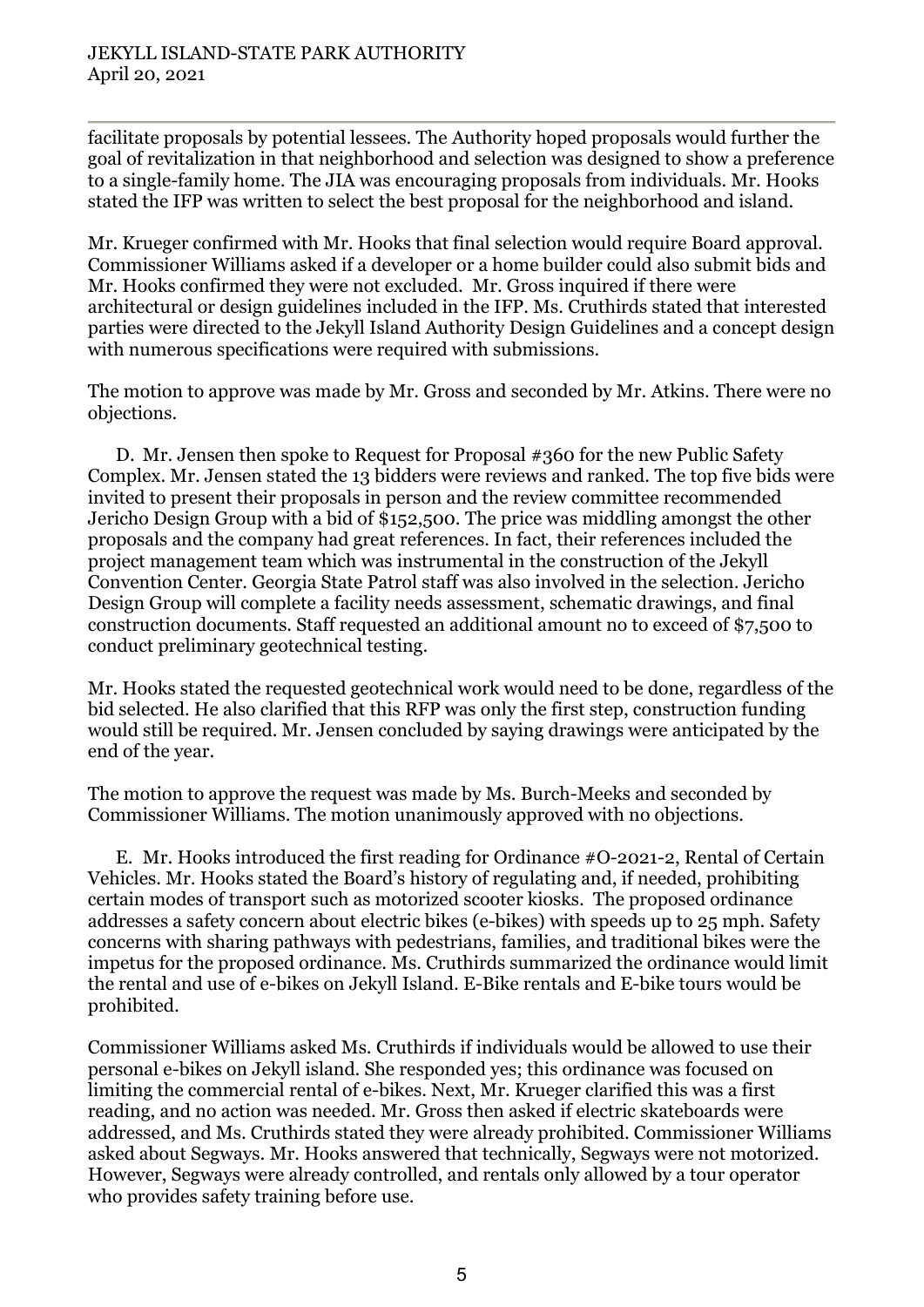facilitate proposals by potential lessees. The Authority hoped proposals would further the goal of revitalization in that neighborhood and selection was designed to show a preference to a single-family home. The JIA was encouraging proposals from individuals. Mr. Hooks stated the IFP was written to select the best proposal for the neighborhood and island.

Mr. Krueger confirmed with Mr. Hooks that final selection would require Board approval. Commissioner Williams asked if a developer or a home builder could also submit bids and Mr. Hooks confirmed they were not excluded. Mr. Gross inquired if there were architectural or design guidelines included in the IFP. Ms. Cruthirds stated that interested parties were directed to the Jekyll Island Authority Design Guidelines and a concept design with numerous specifications were required with submissions.

The motion to approve was made by Mr. Gross and seconded by Mr. Atkins. There were no objections.

D. Mr. Jensen then spoke to Request for Proposal #360 for the new Public Safety Complex. Mr. Jensen stated the 13 bidders were reviews and ranked. The top five bids were invited to present their proposals in person and the review committee recommended Jericho Design Group with a bid of $152,500. The price was middling amongst the other proposals and the company had great references. In fact, their references included the project management team which was instrumental in the construction of the Jekyll Convention Center. Georgia State Patrol staff was also involved in the selection. Jericho Design Group will complete a facility needs assessment, schematic drawings, and final construction documents. Staff requested an additional amount no to exceed of $7,500 to conduct preliminary geotechnical testing.

Mr. Hooks stated the requested geotechnical work would need to be done, regardless of the bid selected. He also clarified that this RFP was only the first step, construction funding would still be required. Mr. Jensen concluded by saying drawings were anticipated by the end of the year.

The motion to approve the request was made by Ms. Burch-Meeks and seconded by Commissioner Williams. The motion unanimously approved with no objections.

E. Mr. Hooks introduced the first reading for Ordinance #O-2021-2, Rental of Certain Vehicles. Mr. Hooks stated the Board's history of regulating and, if needed, prohibiting certain modes of transport such as motorized scooter kiosks. The proposed ordinance addresses a safety concern about electric bikes (e-bikes) with speeds up to 25 mph. Safety concerns with sharing pathways with pedestrians, families, and traditional bikes were the impetus for the proposed ordinance. Ms. Cruthirds summarized the ordinance would limit the rental and use of e-bikes on Jekyll Island. E-Bike rentals and E-bike tours would be prohibited.

Commissioner Williams asked Ms. Cruthirds if individuals would be allowed to use their personal e-bikes on Jekyll island. She responded yes; this ordinance was focused on limiting the commercial rental of e-bikes. Next, Mr. Krueger clarified this was a first reading, and no action was needed. Mr. Gross then asked if electric skateboards were addressed, and Ms. Cruthirds stated they were already prohibited. Commissioner Williams asked about Segways. Mr. Hooks answered that technically, Segways were not motorized. However, Segways were already controlled, and rentals only allowed by a tour operator who provides safety training before use.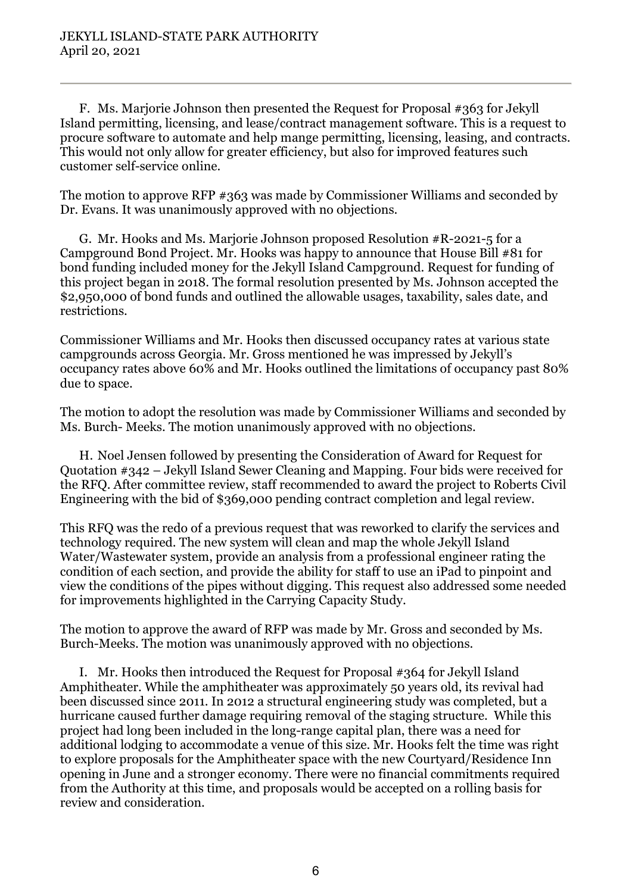F. Ms. Marjorie Johnson then presented the Request for Proposal #363 for Jekyll Island permitting, licensing, and lease/contract management software. This is a request to procure software to automate and help mange permitting, licensing, leasing, and contracts. This would not only allow for greater efficiency, but also for improved features such customer self-service online.

The motion to approve RFP #363 was made by Commissioner Williams and seconded by Dr. Evans. It was unanimously approved with no objections.

G. Mr. Hooks and Ms. Marjorie Johnson proposed Resolution #R-2021-5 for a Campground Bond Project. Mr. Hooks was happy to announce that House Bill #81 for bond funding included money for the Jekyll Island Campground. Request for funding of this project began in 2018. The formal resolution presented by Ms. Johnson accepted the $2,950,000 of bond funds and outlined the allowable usages, taxability, sales date, and restrictions.

Commissioner Williams and Mr. Hooks then discussed occupancy rates at various state campgrounds across Georgia. Mr. Gross mentioned he was impressed by Jekyll's occupancy rates above 60% and Mr. Hooks outlined the limitations of occupancy past 80% due to space.

The motion to adopt the resolution was made by Commissioner Williams and seconded by Ms. Burch- Meeks. The motion unanimously approved with no objections.

H. Noel Jensen followed by presenting the Consideration of Award for Request for Quotation #342 – Jekyll Island Sewer Cleaning and Mapping. Four bids were received for the RFQ. After committee review, staff recommended to award the project to Roberts Civil Engineering with the bid of $369,000 pending contract completion and legal review.

This RFQ was the redo of a previous request that was reworked to clarify the services and technology required. The new system will clean and map the whole Jekyll Island Water/Wastewater system, provide an analysis from a professional engineer rating the condition of each section, and provide the ability for staff to use an iPad to pinpoint and view the conditions of the pipes without digging. This request also addressed some needed for improvements highlighted in the Carrying Capacity Study.

The motion to approve the award of RFP was made by Mr. Gross and seconded by Ms. Burch-Meeks. The motion was unanimously approved with no objections.

I. Mr. Hooks then introduced the Request for Proposal #364 for Jekyll Island Amphitheater. While the amphitheater was approximately 50 years old, its revival had been discussed since 2011. In 2012 a structural engineering study was completed, but a hurricane caused further damage requiring removal of the staging structure. While this project had long been included in the long-range capital plan, there was a need for additional lodging to accommodate a venue of this size. Mr. Hooks felt the time was right to explore proposals for the Amphitheater space with the new Courtyard/Residence Inn opening in June and a stronger economy. There were no financial commitments required from the Authority at this time, and proposals would be accepted on a rolling basis for review and consideration.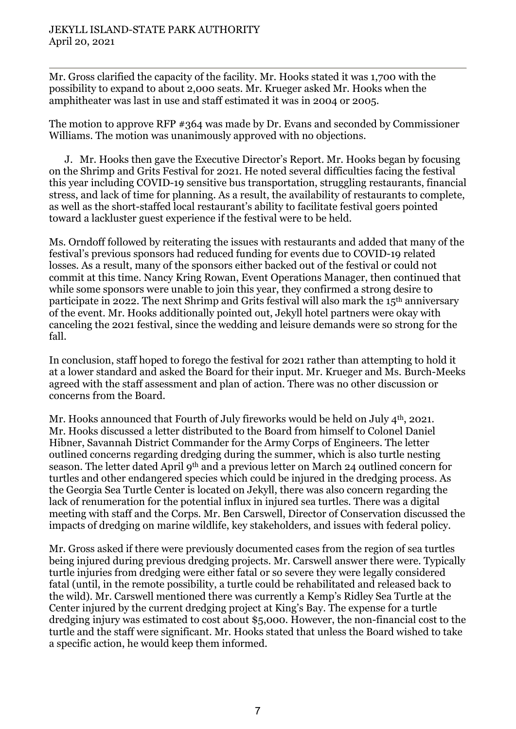Mr. Gross clarified the capacity of the facility. Mr. Hooks stated it was 1,700 with the possibility to expand to about 2,000 seats. Mr. Krueger asked Mr. Hooks when the amphitheater was last in use and staff estimated it was in 2004 or 2005.

The motion to approve RFP #364 was made by Dr. Evans and seconded by Commissioner Williams. The motion was unanimously approved with no objections.

J. Mr. Hooks then gave the Executive Director's Report. Mr. Hooks began by focusing on the Shrimp and Grits Festival for 2021. He noted several difficulties facing the festival this year including COVID-19 sensitive bus transportation, struggling restaurants, financial stress, and lack of time for planning. As a result, the availability of restaurants to complete, as well as the short-staffed local restaurant's ability to facilitate festival goers pointed toward a lackluster guest experience if the festival were to be held.

Ms. Orndoff followed by reiterating the issues with restaurants and added that many of the festival's previous sponsors had reduced funding for events due to COVID-19 related losses. As a result, many of the sponsors either backed out of the festival or could not commit at this time. Nancy Kring Rowan, Event Operations Manager, then continued that while some sponsors were unable to join this year, they confirmed a strong desire to participate in 2022. The next Shrimp and Grits festival will also mark the 15th anniversary of the event. Mr. Hooks additionally pointed out, Jekyll hotel partners were okay with canceling the 2021 festival, since the wedding and leisure demands were so strong for the fall.

In conclusion, staff hoped to forego the festival for 2021 rather than attempting to hold it at a lower standard and asked the Board for their input. Mr. Krueger and Ms. Burch-Meeks agreed with the staff assessment and plan of action. There was no other discussion or concerns from the Board.

Mr. Hooks announced that Fourth of July fireworks would be held on July 4th, 2021. Mr. Hooks discussed a letter distributed to the Board from himself to Colonel Daniel Hibner, Savannah District Commander for the Army Corps of Engineers. The letter outlined concerns regarding dredging during the summer, which is also turtle nesting season. The letter dated April 9th and a previous letter on March 24 outlined concern for turtles and other endangered species which could be injured in the dredging process. As the Georgia Sea Turtle Center is located on Jekyll, there was also concern regarding the lack of renumeration for the potential influx in injured sea turtles. There was a digital meeting with staff and the Corps. Mr. Ben Carswell, Director of Conservation discussed the impacts of dredging on marine wildlife, key stakeholders, and issues with federal policy.

Mr. Gross asked if there were previously documented cases from the region of sea turtles being injured during previous dredging projects. Mr. Carswell answer there were. Typically turtle injuries from dredging were either fatal or so severe they were legally considered fatal (until, in the remote possibility, a turtle could be rehabilitated and released back to the wild). Mr. Carswell mentioned there was currently a Kemp's Ridley Sea Turtle at the Center injured by the current dredging project at King's Bay. The expense for a turtle dredging injury was estimated to cost about $5,000. However, the non-financial cost to the turtle and the staff were significant. Mr. Hooks stated that unless the Board wished to take a specific action, he would keep them informed.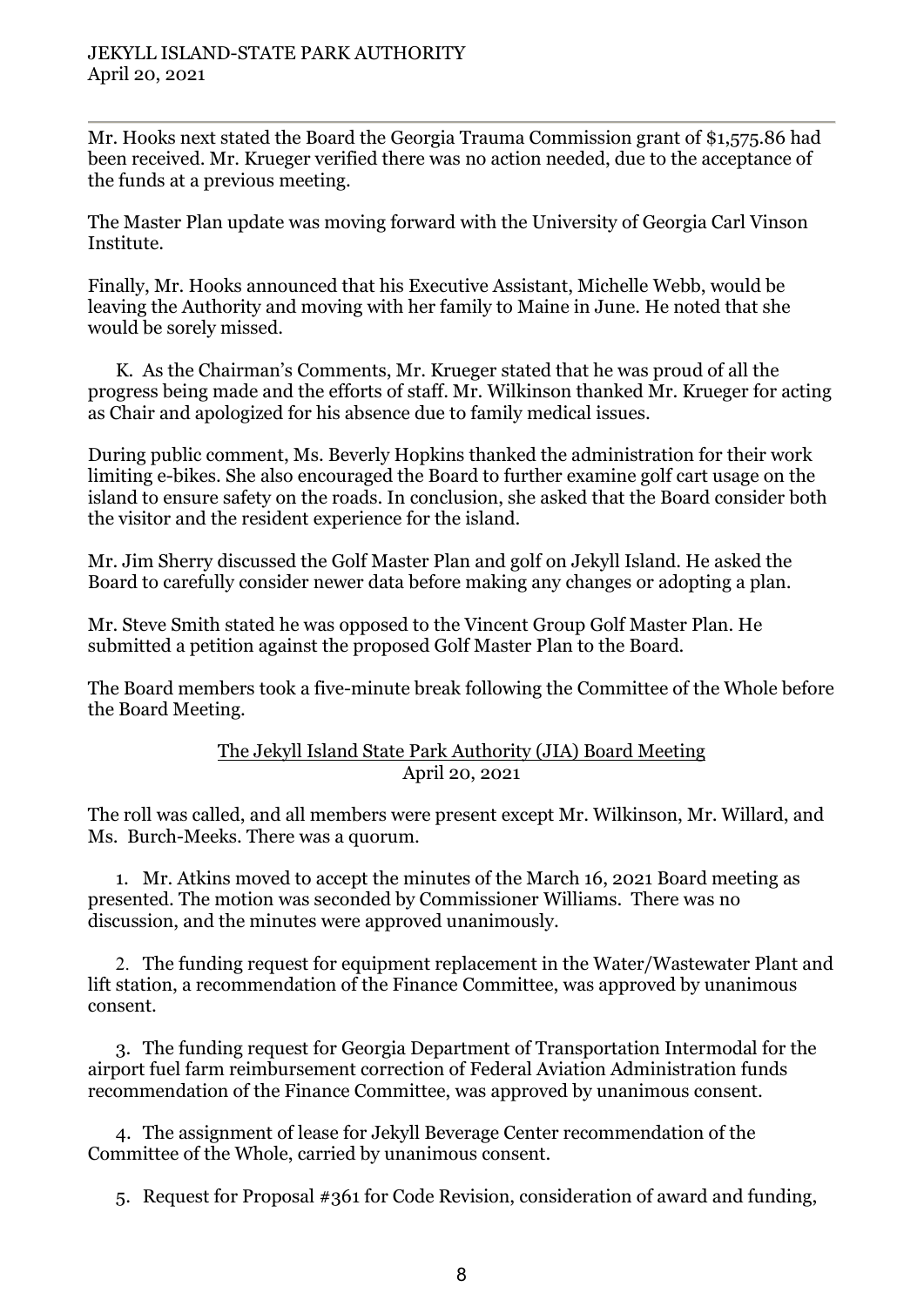Mr. Hooks next stated the Board the Georgia Trauma Commission grant of $1,575.86 had been received. Mr. Krueger verified there was no action needed, due to the acceptance of the funds at a previous meeting.

The Master Plan update was moving forward with the University of Georgia Carl Vinson Institute.

Finally, Mr. Hooks announced that his Executive Assistant, Michelle Webb, would be leaving the Authority and moving with her family to Maine in June. He noted that she would be sorely missed.

K. As the Chairman's Comments, Mr. Krueger stated that he was proud of all the progress being made and the efforts of staff. Mr. Wilkinson thanked Mr. Krueger for acting as Chair and apologized for his absence due to family medical issues.

During public comment, Ms. Beverly Hopkins thanked the administration for their work limiting e-bikes. She also encouraged the Board to further examine golf cart usage on the island to ensure safety on the roads. In conclusion, she asked that the Board consider both the visitor and the resident experience for the island.

Mr. Jim Sherry discussed the Golf Master Plan and golf on Jekyll Island. He asked the Board to carefully consider newer data before making any changes or adopting a plan.

Mr. Steve Smith stated he was opposed to the Vincent Group Golf Master Plan. He submitted a petition against the proposed Golf Master Plan to the Board.

The Board members took a five-minute break following the Committee of the Whole before the Board Meeting.

<u>The Jekyll Island State Park Authority (JIA) Board Meeting</u>
April 20, 2021

The roll was called, and all members were present except Mr. Wilkinson, Mr. Willard, and Ms. Burch-Meeks. There was a quorum.

1. Mr. Atkins moved to accept the minutes of the March 16, 2021 Board meeting as presented. The motion was seconded by Commissioner Williams. There was no discussion, and the minutes were approved unanimously.

2. The funding request for equipment replacement in the Water/Wastewater Plant and lift station, a recommendation of the Finance Committee, was approved by unanimous consent.

3. The funding request for Georgia Department of Transportation Intermodal for the airport fuel farm reimbursement correction of Federal Aviation Administration funds recommendation of the Finance Committee, was approved by unanimous consent.

4. The assignment of lease for Jekyll Beverage Center recommendation of the Committee of the Whole, carried by unanimous consent.

5. Request for Proposal #361 for Code Revision, consideration of award and funding,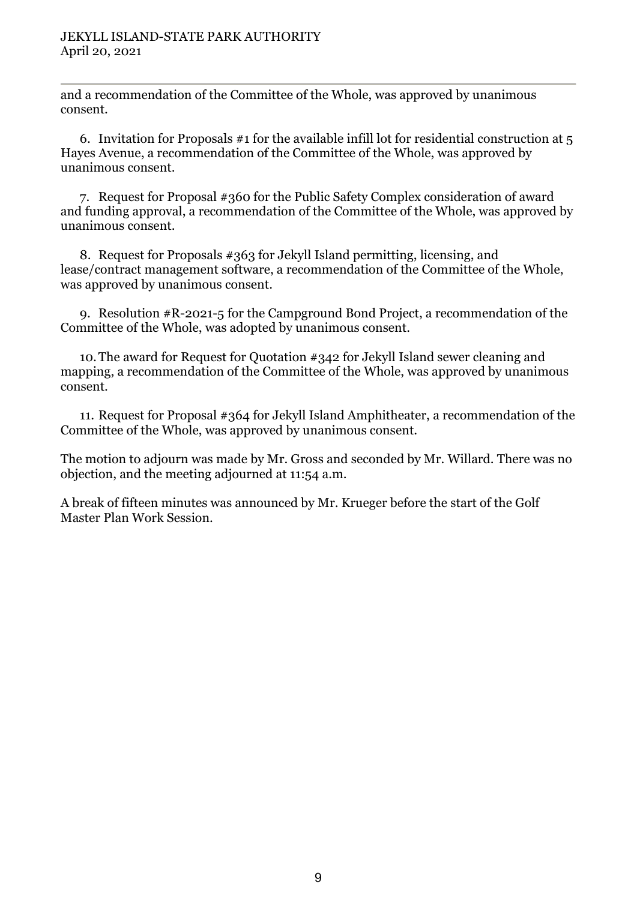and a recommendation of the Committee of the Whole, was approved by unanimous consent.

6. Invitation for Proposals #1 for the available infill lot for residential construction at 5 Hayes Avenue, a recommendation of the Committee of the Whole, was approved by unanimous consent.

7. Request for Proposal #360 for the Public Safety Complex consideration of award and funding approval, a recommendation of the Committee of the Whole, was approved by unanimous consent.

8. Request for Proposals #363 for Jekyll Island permitting, licensing, and lease/contract management software, a recommendation of the Committee of the Whole, was approved by unanimous consent.

9. Resolution #R-2021-5 for the Campground Bond Project, a recommendation of the Committee of the Whole, was adopted by unanimous consent.

10. The award for Request for Quotation #342 for Jekyll Island sewer cleaning and mapping, a recommendation of the Committee of the Whole, was approved by unanimous consent.

11. Request for Proposal #364 for Jekyll Island Amphitheater, a recommendation of the Committee of the Whole, was approved by unanimous consent.

The motion to adjourn was made by Mr. Gross and seconded by Mr. Willard. There was no objection, and the meeting adjourned at 11:54 a.m.

A break of fifteen minutes was announced by Mr. Krueger before the start of the Golf Master Plan Work Session.